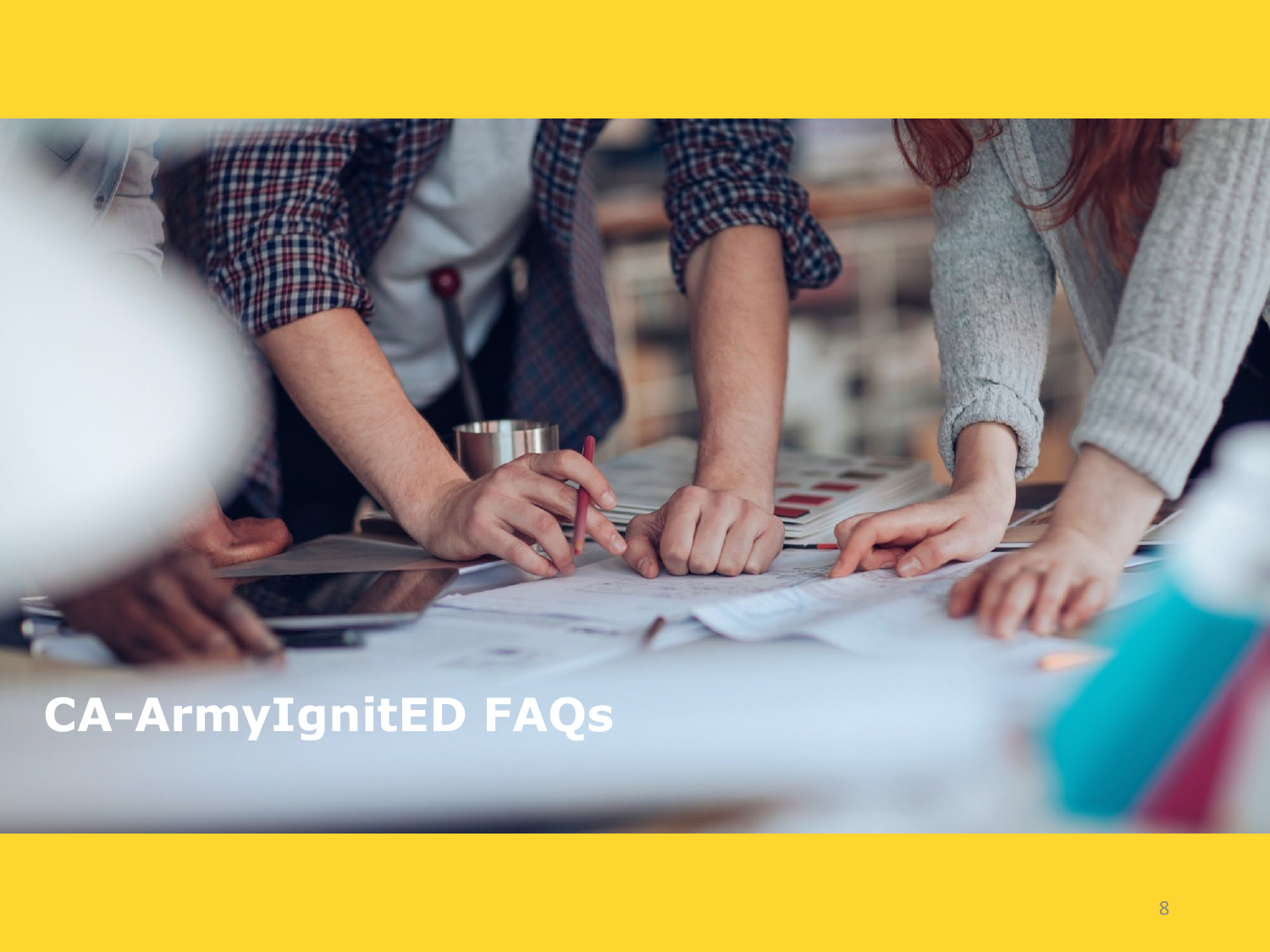# CA-ArmyIgnitED FAQs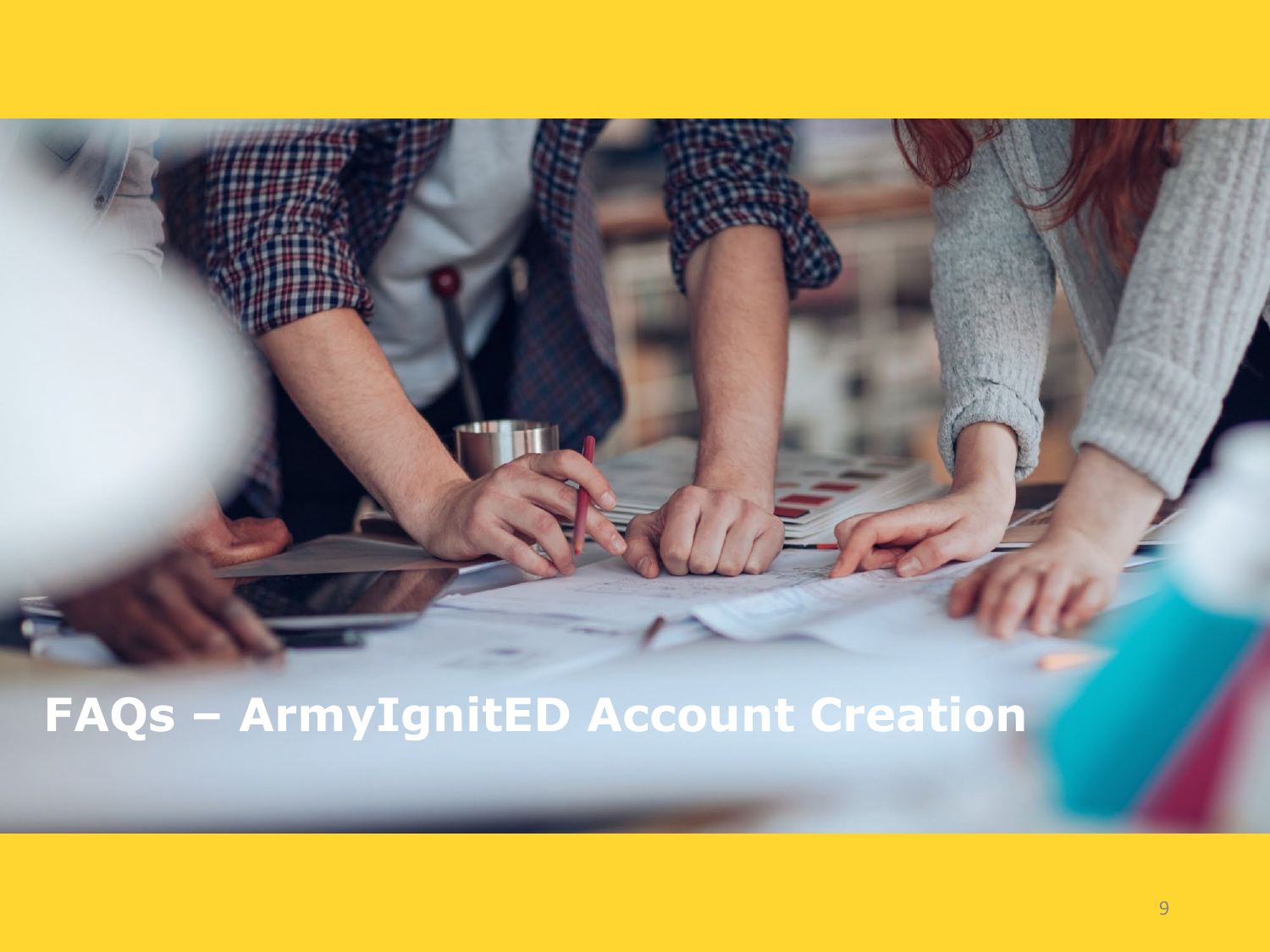# FAQs – ArmyIgnitED Account Creation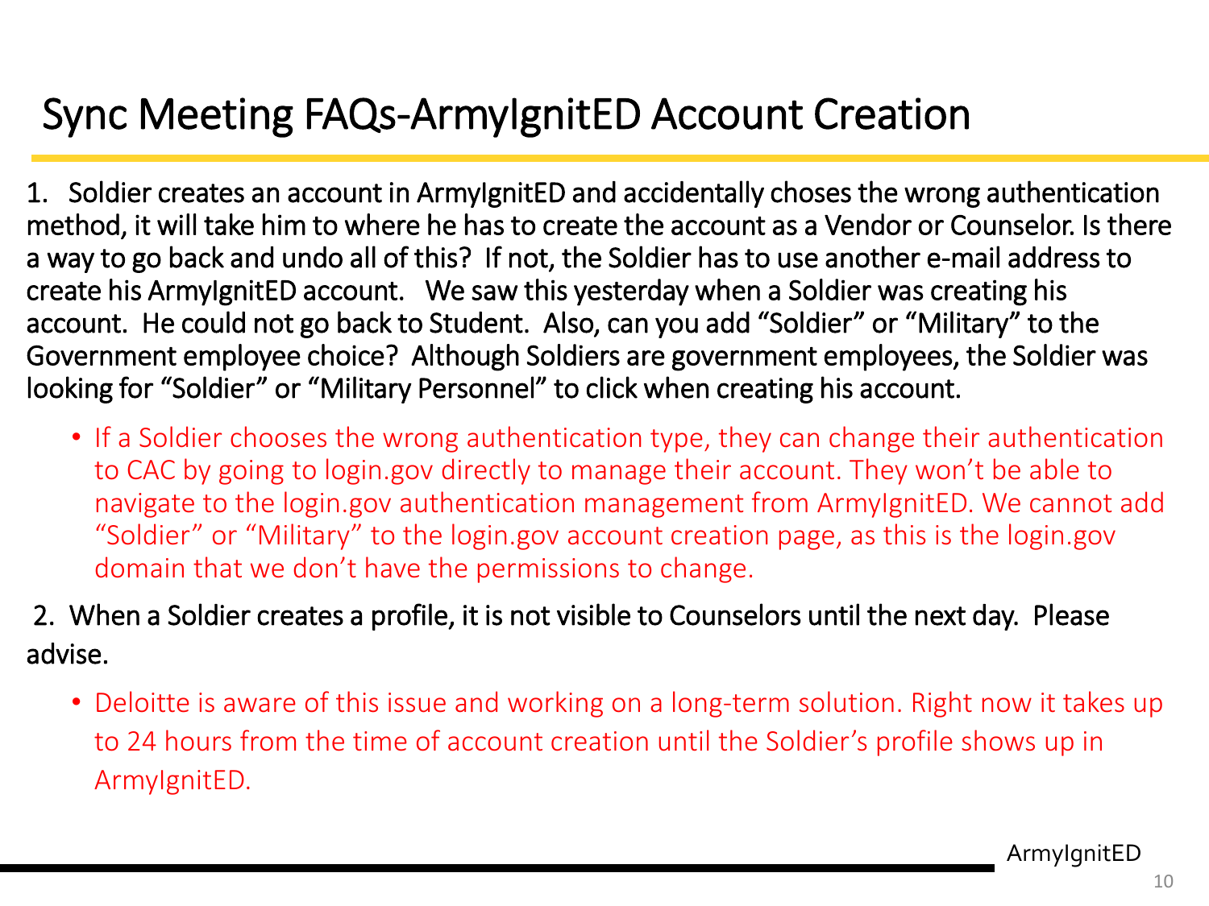# Sync Meeting FAQs-ArmyIgnitED Account Creation

1. Soldier creates an account in ArmyIgnitED and accidentally choses the wrong authentication method, it will take him to where he has to create the account as a Vendor or Counselor. Is there a way to go back and undo all of this? If not, the Soldier has to use another e-mail address to create his ArmyIgnitED account. We saw this yesterday when a Soldier was creating his account. He could not go back to Student. Also, can you add "Soldier" or "Military" to the Government employee choice? Although Soldiers are government employees, the Soldier was looking for "Soldier" or "Military Personnel" to click when creating his account.

   - If a Soldier chooses the wrong authentication type, they can change their authentication to CAC by going to login.gov directly to manage their account. They won't be able to navigate to the login.gov authentication management from ArmyIgnitED. We cannot add "Soldier" or "Military" to the login.gov account creation page, as this is the login.gov domain that we don't have the permissions to change.

2. When a Soldier creates a profile, it is not visible to Counselors until the next day. Please advise.

   - Deloitte is aware of this issue and working on a long-term solution. Right now it takes up to 24 hours from the time of account creation until the Soldier's profile shows up in ArmyIgnitED.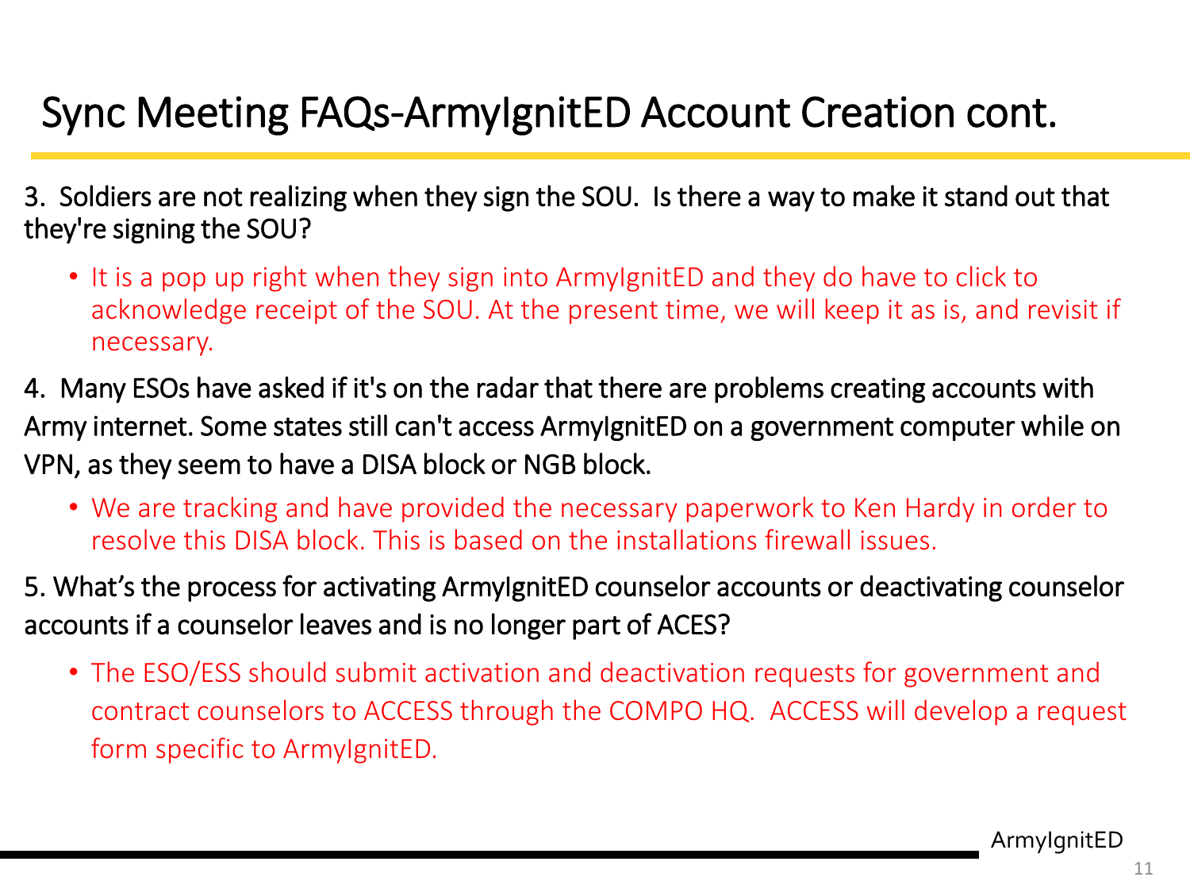# Sync Meeting FAQs-ArmyIgnitED Account Creation cont.

3. Soldiers are not realizing when they sign the SOU. Is there a way to make it stand out that they're signing the SOU?

- It is a pop up right when they sign into ArmyIgnitED and they do have to click to acknowledge receipt of the SOU. At the present time, we will keep it as is, and revisit if necessary.

4. Many ESOs have asked if it's on the radar that there are problems creating accounts with Army internet. Some states still can't access ArmyIgnitED on a government computer while on VPN, as they seem to have a DISA block or NGB block.

- We are tracking and have provided the necessary paperwork to Ken Hardy in order to resolve this DISA block. This is based on the installations firewall issues.

5. What's the process for activating ArmyIgnitED counselor accounts or deactivating counselor accounts if a counselor leaves and is no longer part of ACES?

- The ESO/ESS should submit activation and deactivation requests for government and contract counselors to ACCESS through the COMPO HQ. ACCESS will develop a request form specific to ArmyIgnitED.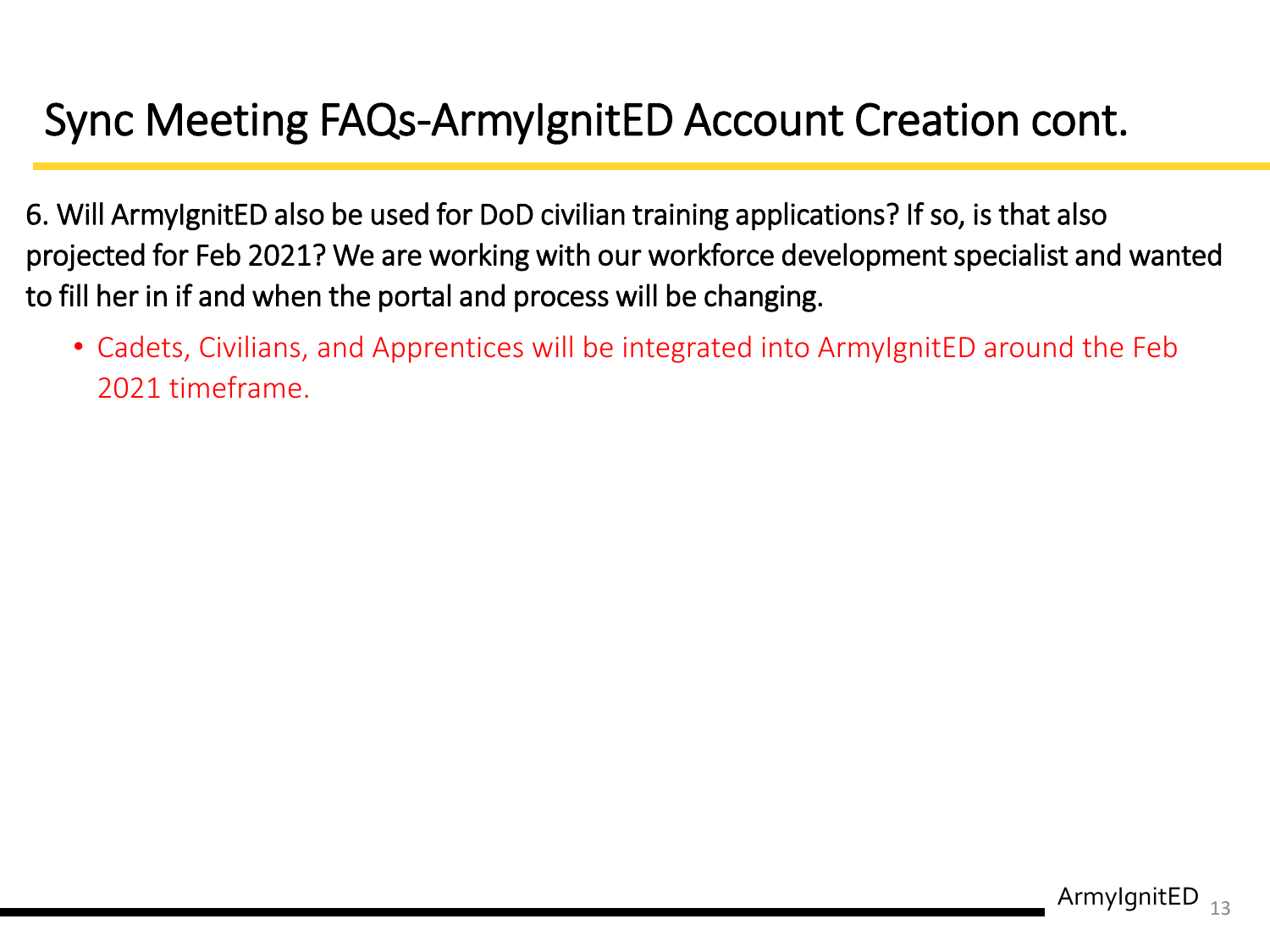# Sync Meeting FAQs-ArmyIgnitED Account Creation cont.

6. Will ArmyIgnitED also be used for DoD civilian training applications? If so, is that also projected for Feb 2021? We are working with our workforce development specialist and wanted to fill her in if and when the portal and process will be changing.

- Cadets, Civilians, and Apprentices will be integrated into ArmyIgnitED around the Feb 2021 timeframe.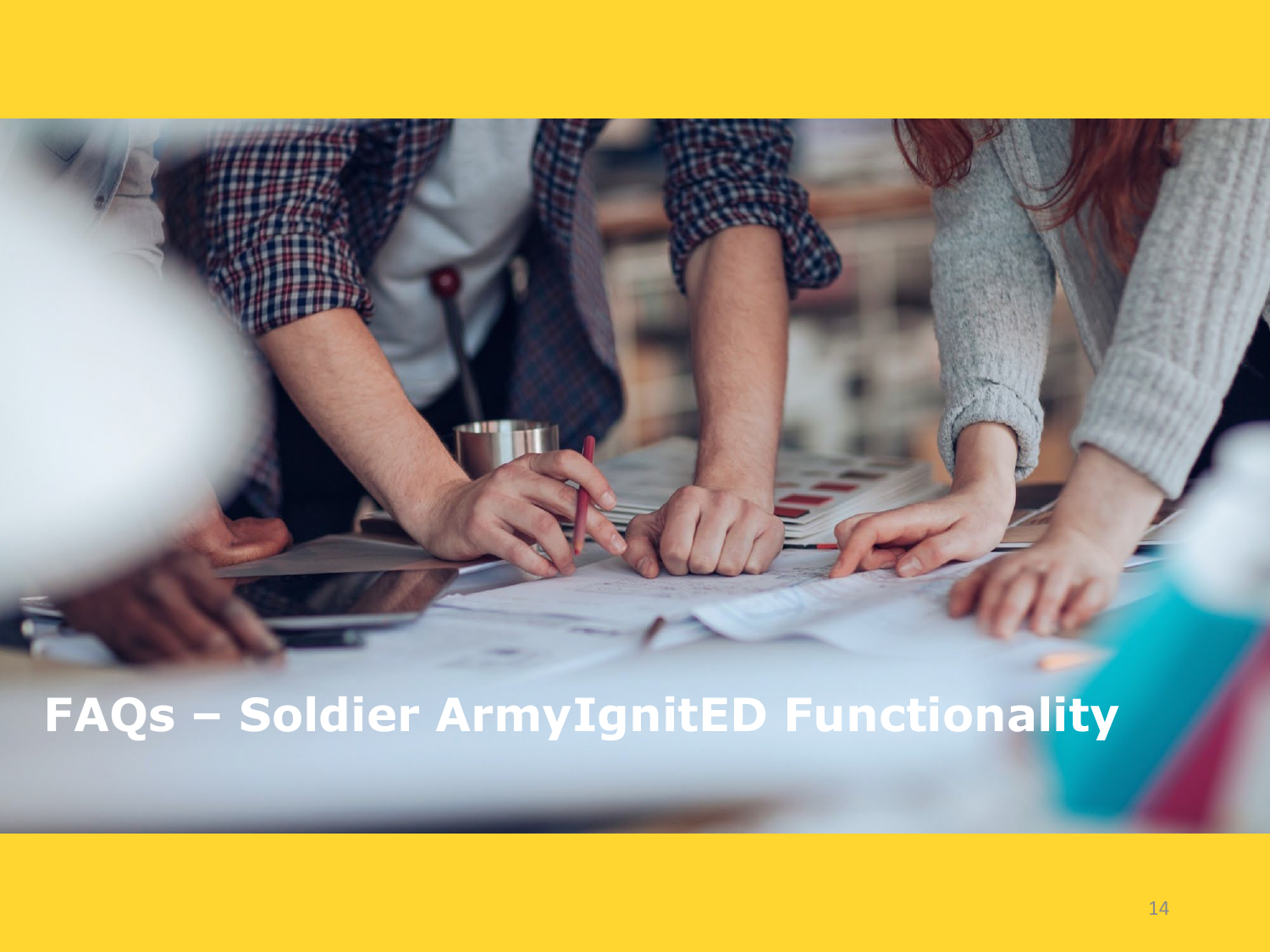# FAQs – Soldier ArmyIgnitED Functionality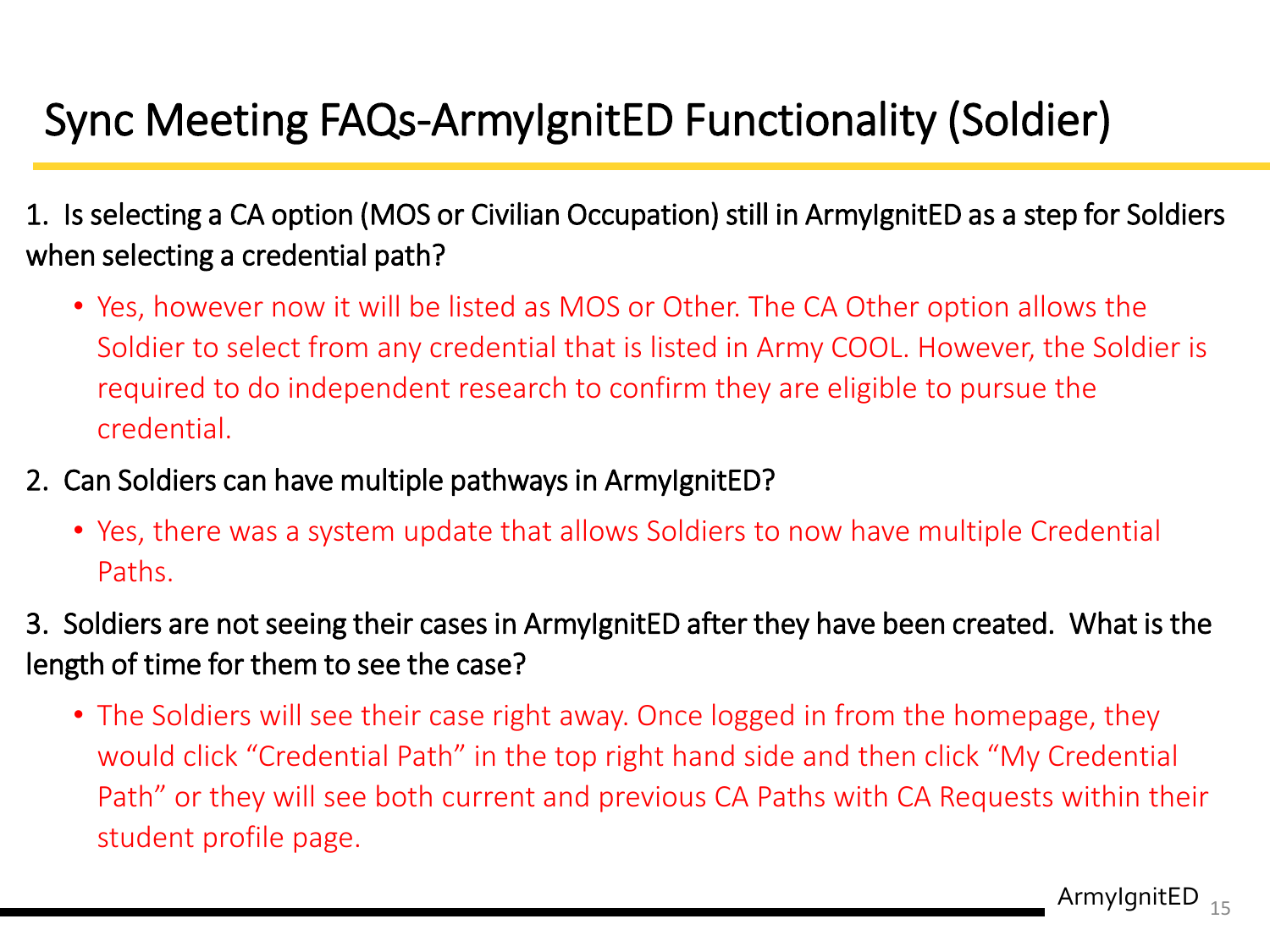# Sync Meeting FAQs-ArmyIgnitED Functionality (Soldier)

1. Is selecting a CA option (MOS or Civilian Occupation) still in ArmyIgnitED as a step for Soldiers when selecting a credential path?
   - Yes, however now it will be listed as MOS or Other. The CA Other option allows the Soldier to select from any credential that is listed in Army COOL. However, the Soldier is required to do independent research to confirm they are eligible to pursue the credential.
2. Can Soldiers can have multiple pathways in ArmyIgnitED?
   - Yes, there was a system update that allows Soldiers to now have multiple Credential Paths.
3. Soldiers are not seeing their cases in ArmyIgnitED after they have been created. What is the length of time for them to see the case?
   - The Soldiers will see their case right away. Once logged in from the homepage, they would click "Credential Path" in the top right hand side and then click "My Credential Path" or they will see both current and previous CA Paths with CA Requests within their student profile page.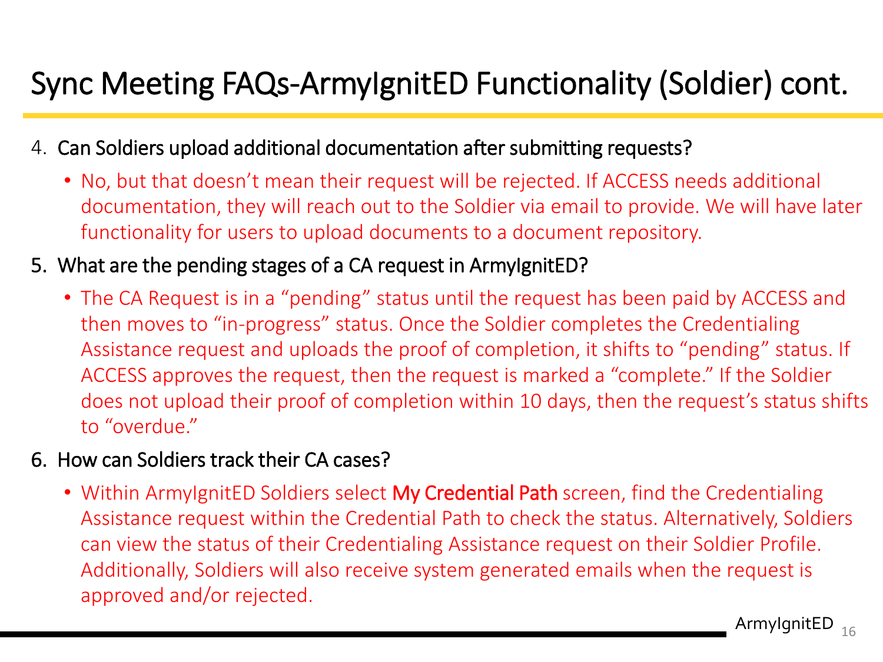# Sync Meeting FAQs-ArmyIgnitED Functionality (Soldier) cont.

4. Can Soldiers upload additional documentation after submitting requests?
   - No, but that doesn't mean their request will be rejected. If ACCESS needs additional documentation, they will reach out to the Soldier via email to provide. We will have later functionality for users to upload documents to a document repository.
5. What are the pending stages of a CA request in ArmyIgnitED?
   - The CA Request is in a "pending" status until the request has been paid by ACCESS and then moves to "in-progress" status. Once the Soldier completes the Credentialing Assistance request and uploads the proof of completion, it shifts to "pending" status. If ACCESS approves the request, then the request is marked a "complete." If the Soldier does not upload their proof of completion within 10 days, then the request's status shifts to "overdue."
6. How can Soldiers track their CA cases?
   - Within ArmyIgnitED Soldiers select My Credential Path screen, find the Credentialing Assistance request within the Credential Path to check the status. Alternatively, Soldiers can view the status of their Credentialing Assistance request on their Soldier Profile. Additionally, Soldiers will also receive system generated emails when the request is approved and/or rejected.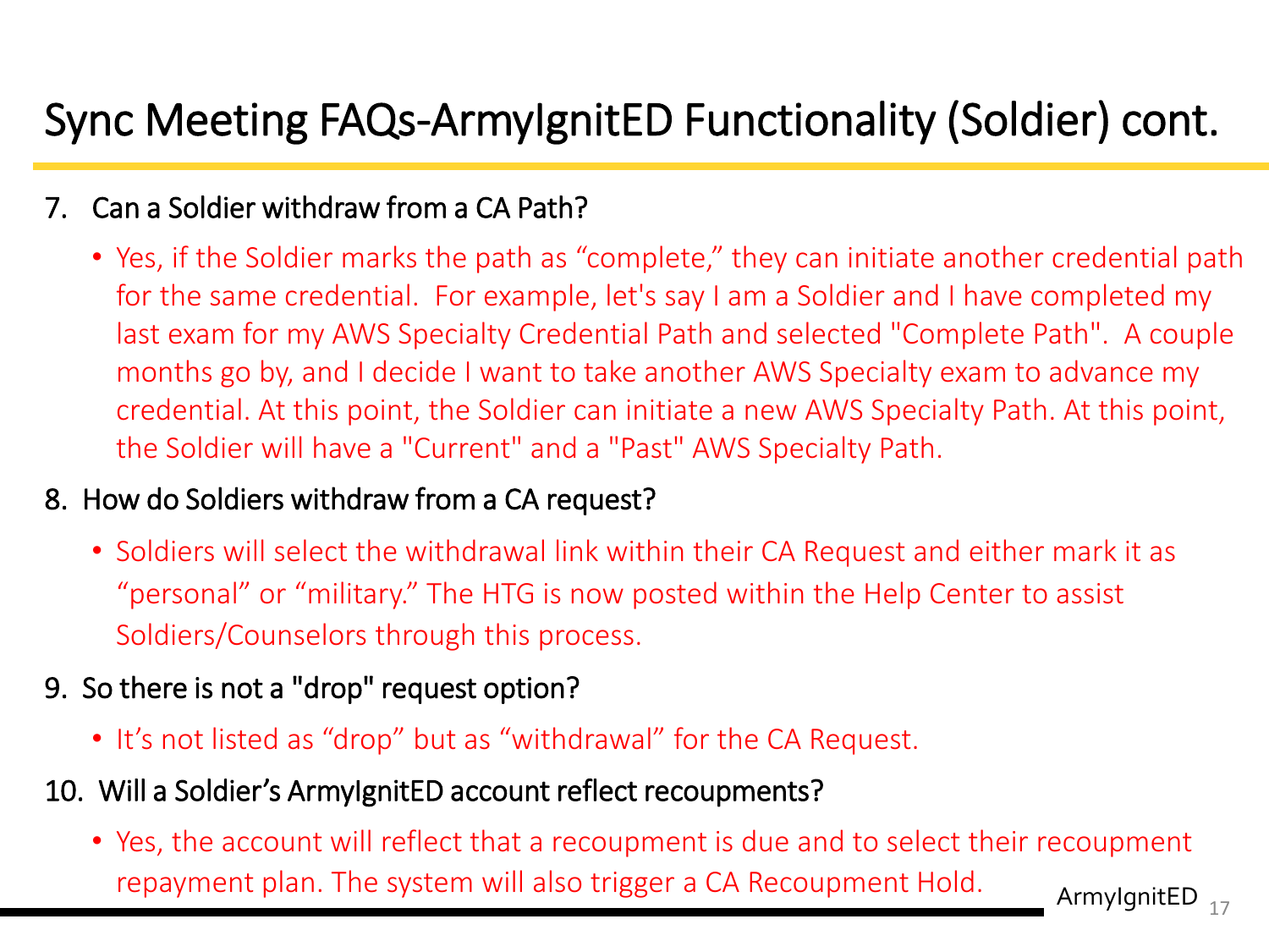# Sync Meeting FAQs-ArmyIgnitED Functionality (Soldier) cont.

7. Can a Soldier withdraw from a CA Path?
   - Yes, if the Soldier marks the path as "complete," they can initiate another credential path for the same credential. For example, let's say I am a Soldier and I have completed my last exam for my AWS Specialty Credential Path and selected "Complete Path". A couple months go by, and I decide I want to take another AWS Specialty exam to advance my credential. At this point, the Soldier can initiate a new AWS Specialty Path. At this point, the Soldier will have a "Current" and a "Past" AWS Specialty Path.

8. How do Soldiers withdraw from a CA request?
   - Soldiers will select the withdrawal link within their CA Request and either mark it as "personal" or "military." The HTG is now posted within the Help Center to assist Soldiers/Counselors through this process.

9. So there is not a "drop" request option?
   - It's not listed as "drop" but as "withdrawal" for the CA Request.

10. Will a Soldier's ArmyIgnitED account reflect recoupments?
    - Yes, the account will reflect that a recoupment is due and to select their recoupment repayment plan. The system will also trigger a CA Recoupment Hold.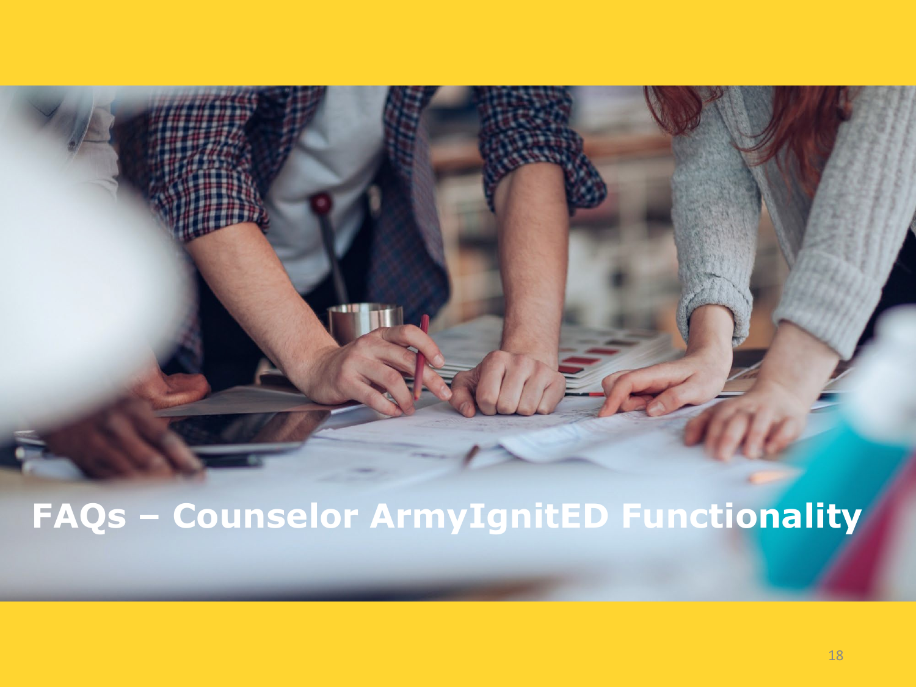# FAQs – Counselor ArmyIgnitED Functionality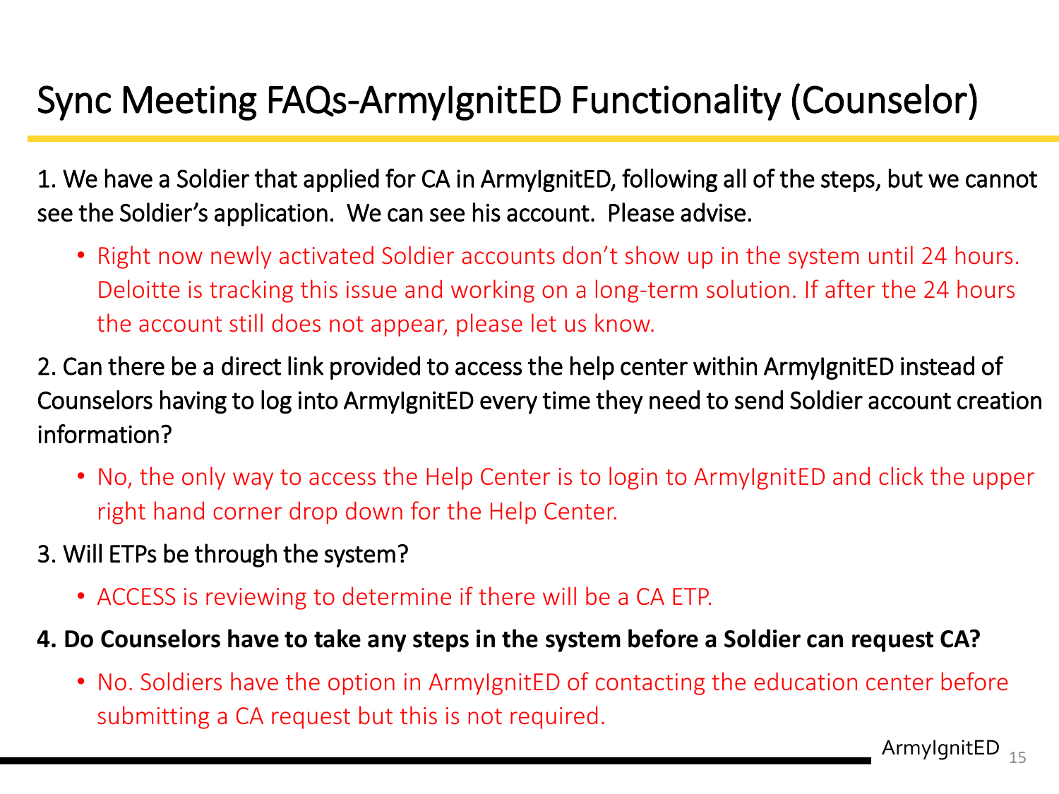# Sync Meeting FAQs-ArmyIgnitED Functionality (Counselor)

1. We have a Soldier that applied for CA in ArmyIgnitED, following all of the steps, but we cannot see the Soldier's application. We can see his account. Please advise.

   - Right now newly activated Soldier accounts don't show up in the system until 24 hours. Deloitte is tracking this issue and working on a long-term solution. If after the 24 hours the account still does not appear, please let us know.

2. Can there be a direct link provided to access the help center within ArmyIgnitED instead of Counselors having to log into ArmyIgnitED every time they need to send Soldier account creation information?

   - No, the only way to access the Help Center is to login to ArmyIgnitED and click the upper right hand corner drop down for the Help Center.

3. Will ETPs be through the system?

   - ACCESS is reviewing to determine if there will be a CA ETP.

**4. Do Counselors have to take any steps in the system before a Soldier can request CA?**

   - No. Soldiers have the option in ArmyIgnitED of contacting the education center before submitting a CA request but this is not required.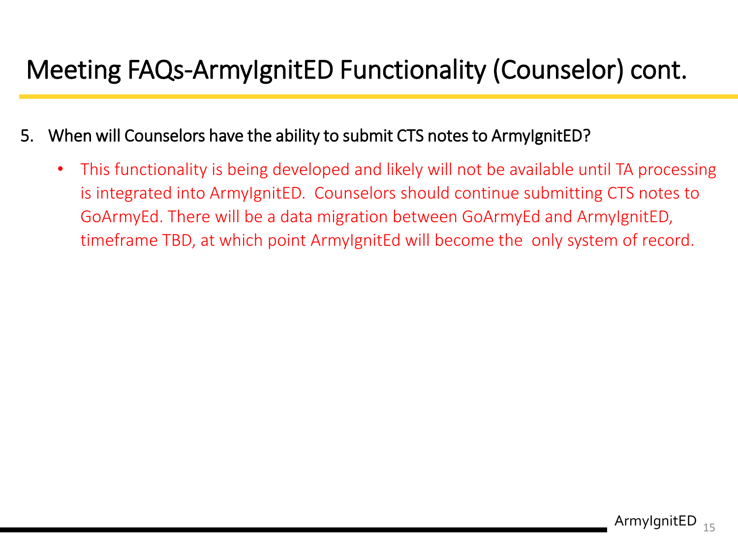# Meeting FAQs-ArmyIgnitED Functionality (Counselor) cont.

5. When will Counselors have the ability to submit CTS notes to ArmyIgnitED?

    - This functionality is being developed and likely will not be available until TA processing is integrated into ArmyIgnitED.  Counselors should continue submitting CTS notes to GoArmyEd. There will be a data migration between GoArmyEd and ArmyIgnitED, timeframe TBD, at which point ArmyIgnitEd will become the  only system of record.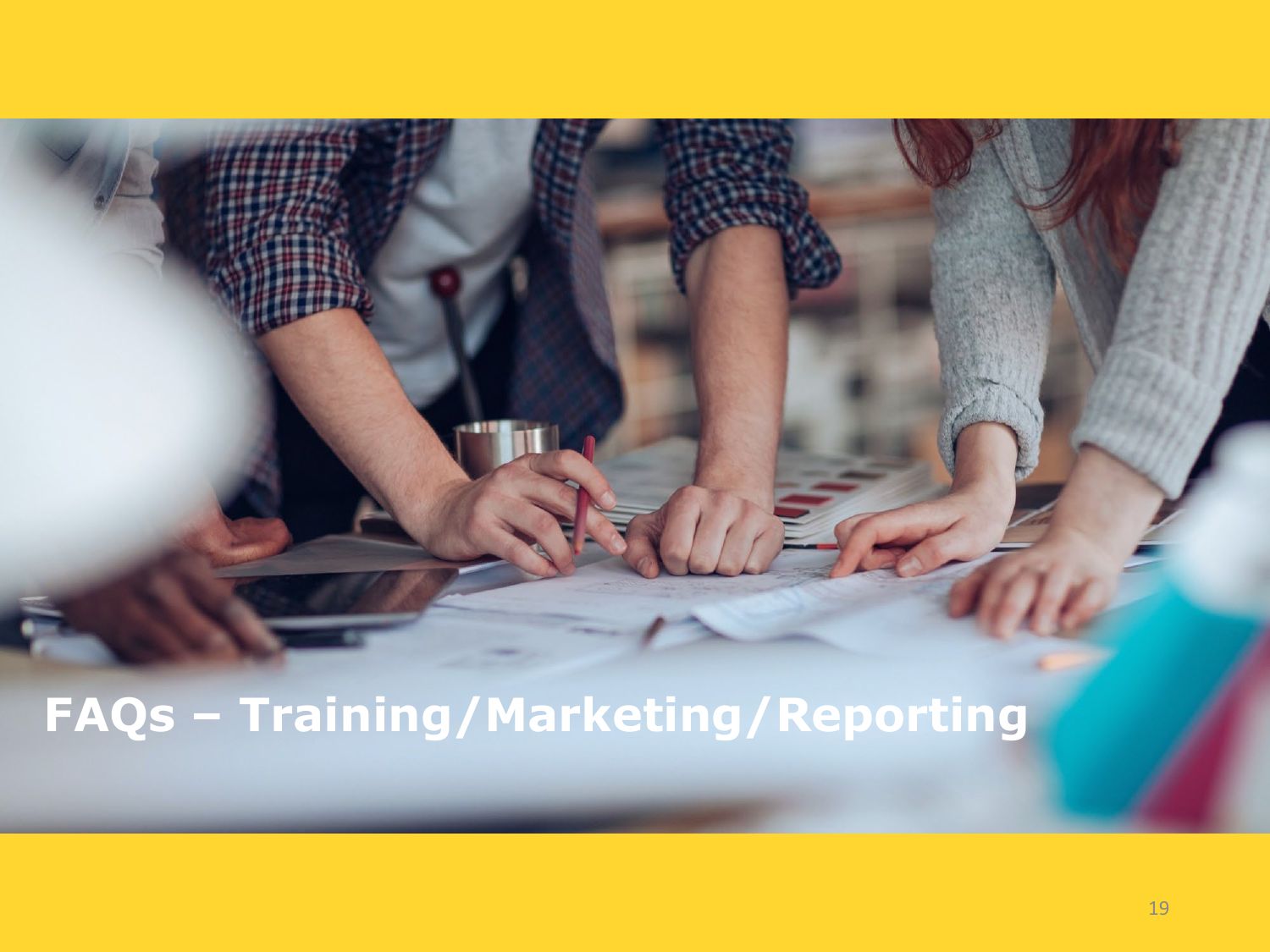# FAQs – Training/Marketing/Reporting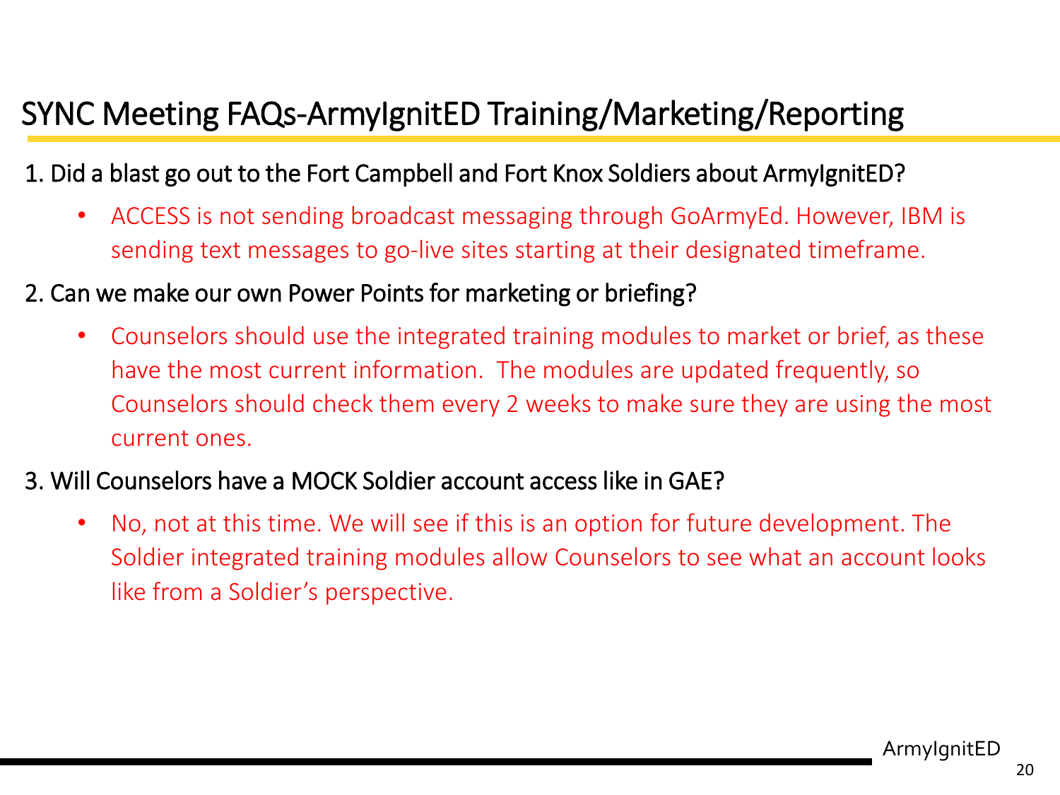# SYNC Meeting FAQs-ArmyIgnitED Training/Marketing/Reporting

1. Did a blast go out to the Fort Campbell and Fort Knox Soldiers about ArmyIgnitED?
   - ACCESS is not sending broadcast messaging through GoArmyEd. However, IBM is sending text messages to go-live sites starting at their designated timeframe.
2. Can we make our own Power Points for marketing or briefing?
   - Counselors should use the integrated training modules to market or brief, as these have the most current information. The modules are updated frequently, so Counselors should check them every 2 weeks to make sure they are using the most current ones.
3. Will Counselors have a MOCK Soldier account access like in GAE?
   - No, not at this time. We will see if this is an option for future development. The Soldier integrated training modules allow Counselors to see what an account looks like from a Soldier's perspective.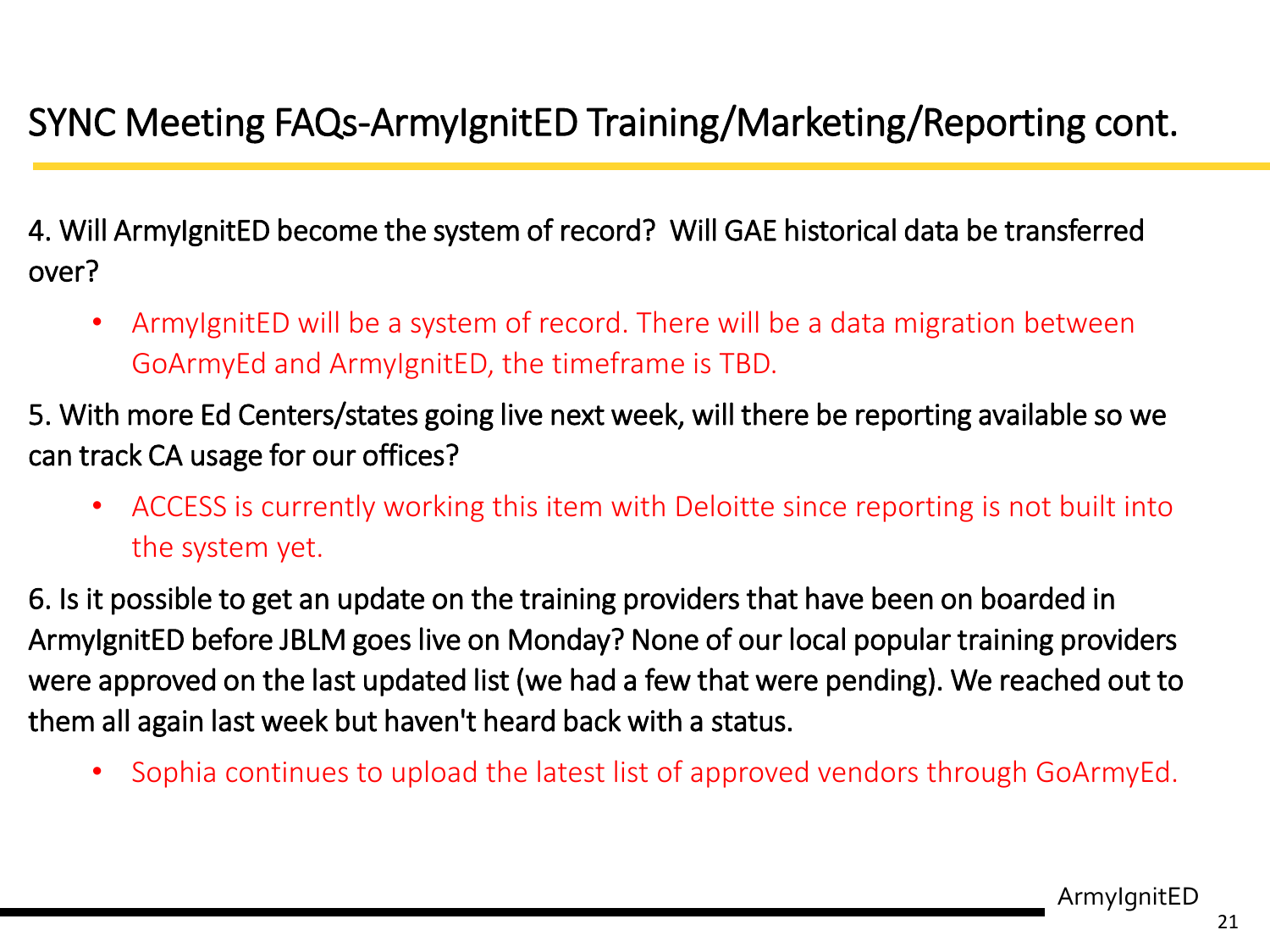# SYNC Meeting FAQs-ArmyIgnitED Training/Marketing/Reporting cont.

4. Will ArmyIgnitED become the system of record? Will GAE historical data be transferred over?

- ArmyIgnitED will be a system of record. There will be a data migration between GoArmyEd and ArmyIgnitED, the timeframe is TBD.

5. With more Ed Centers/states going live next week, will there be reporting available so we can track CA usage for our offices?

- ACCESS is currently working this item with Deloitte since reporting is not built into the system yet.

6. Is it possible to get an update on the training providers that have been on boarded in ArmyIgnitED before JBLM goes live on Monday? None of our local popular training providers were approved on the last updated list (we had a few that were pending). We reached out to them all again last week but haven't heard back with a status.

- Sophia continues to upload the latest list of approved vendors through GoArmyEd.